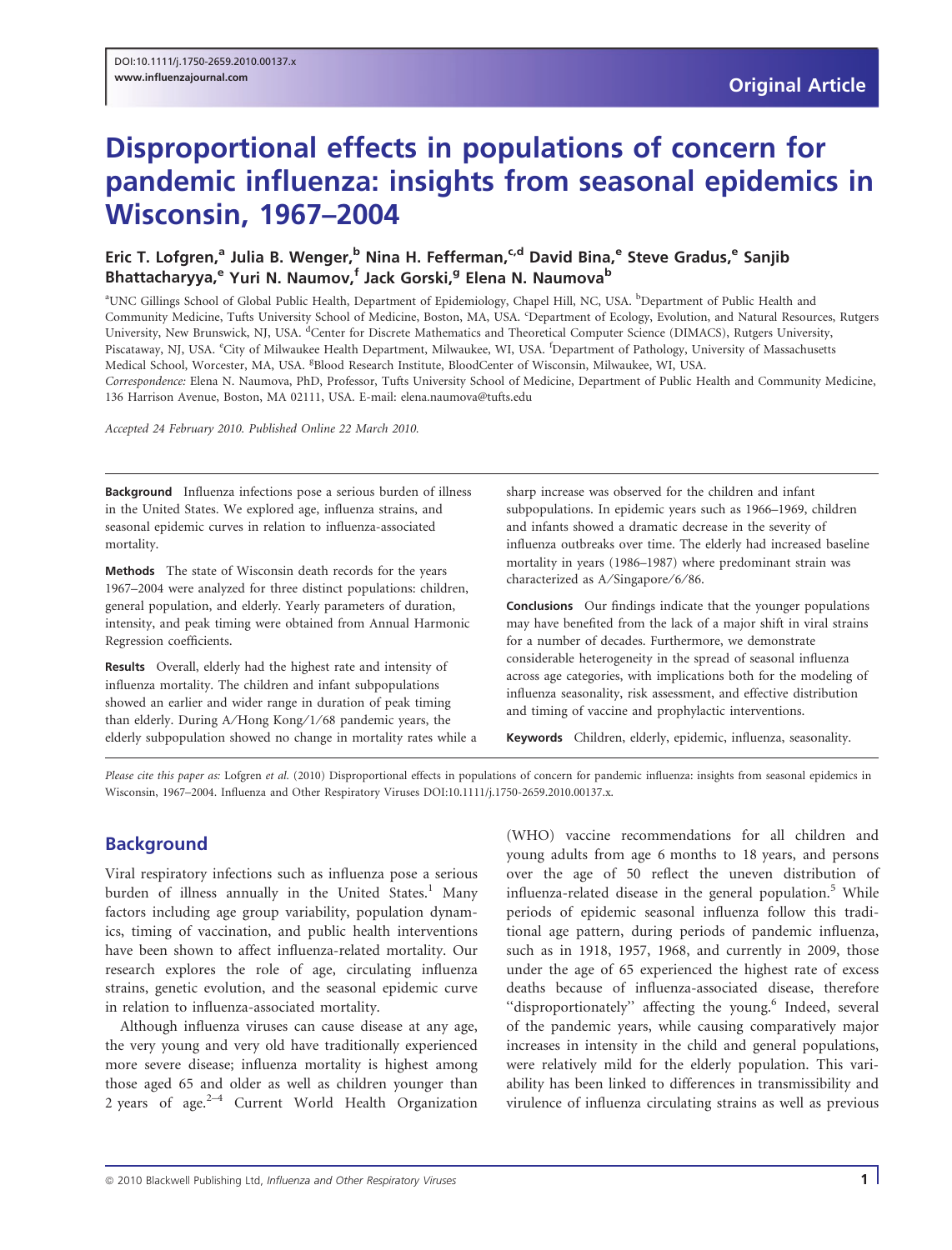DOI:10.1111/j.1750-2659.2010.00137.x
www.influenzajournal.com

Original Article

# Disproportional effects in populations of concern for pandemic influenza: insights from seasonal epidemics in Wisconsin, 1967–2004

**Eric T. Lofgren,[a] Julia B. Wenger,[b] Nina H. Fefferman,[c,d] David Bina,[e] Steve Gradus,[e] Sanjib Bhattacharyya,[e] Yuri N. Naumov,[f] Jack Gorski,[g] Elena N. Naumova[b]**

[a]UNC Gillings School of Global Public Health, Department of Epidemiology, Chapel Hill, NC, USA. [b]Department of Public Health and Community Medicine, Tufts University School of Medicine, Boston, MA, USA. [c]Department of Ecology, Evolution, and Natural Resources, Rutgers University, New Brunswick, NJ, USA. [d]Center for Discrete Mathematics and Theoretical Computer Science (DIMACS), Rutgers University, Piscataway, NJ, USA. [e]City of Milwaukee Health Department, Milwaukee, WI, USA. [f]Department of Pathology, University of Massachusetts Medical School, Worcester, MA, USA. [g]Blood Research Institute, BloodCenter of Wisconsin, Milwaukee, WI, USA.

*Correspondence:* Elena N. Naumova, PhD, Professor, Tufts University School of Medicine, Department of Public Health and Community Medicine, 136 Harrison Avenue, Boston, MA 02111, USA. E-mail: elena.naumova@tufts.edu

*Accepted 24 February 2010. Published Online 22 March 2010.*

**Background** Influenza infections pose a serious burden of illness in the United States. We explored age, influenza strains, and seasonal epidemic curves in relation to influenza-associated mortality.

**Methods** The state of Wisconsin death records for the years 1967–2004 were analyzed for three distinct populations: children, general population, and elderly. Yearly parameters of duration, intensity, and peak timing were obtained from Annual Harmonic Regression coefficients.

**Results** Overall, elderly had the highest rate and intensity of influenza mortality. The children and infant subpopulations showed an earlier and wider range in duration of peak timing than elderly. During A/Hong Kong/1/68 pandemic years, the elderly subpopulation showed no change in mortality rates while a sharp increase was observed for the children and infant subpopulations. In epidemic years such as 1966–1969, children and infants showed a dramatic decrease in the severity of influenza outbreaks over time. The elderly had increased baseline mortality in years (1986–1987) where predominant strain was characterized as A/Singapore/6/86.

**Conclusions** Our findings indicate that the younger populations may have benefited from the lack of a major shift in viral strains for a number of decades. Furthermore, we demonstrate considerable heterogeneity in the spread of seasonal influenza across age categories, with implications both for the modeling of influenza seasonality, risk assessment, and effective distribution and timing of vaccine and prophylactic interventions.

**Keywords** Children, elderly, epidemic, influenza, seasonality.

*Please cite this paper as:* Lofgren *et al.* (2010) Disproportional effects in populations of concern for pandemic influenza: insights from seasonal epidemics in Wisconsin, 1967–2004. Influenza and Other Respiratory Viruses DOI:10.1111/j.1750-2659.2010.00137.x.

## Background

Viral respiratory infections such as influenza pose a serious burden of illness annually in the United States.[1] Many factors including age group variability, population dynamics, timing of vaccination, and public health interventions have been shown to affect influenza-related mortality. Our research explores the role of age, circulating influenza strains, genetic evolution, and the seasonal epidemic curve in relation to influenza-associated mortality.

Although influenza viruses can cause disease at any age, the very young and very old have traditionally experienced more severe disease; influenza mortality is highest among those aged 65 and older as well as children younger than 2 years of age.[2–4] Current World Health Organization (WHO) vaccine recommendations for all children and young adults from age 6 months to 18 years, and persons over the age of 50 reflect the uneven distribution of influenza-related disease in the general population.[5] While periods of epidemic seasonal influenza follow this traditional age pattern, during periods of pandemic influenza, such as in 1918, 1957, 1968, and currently in 2009, those under the age of 65 experienced the highest rate of excess deaths because of influenza-associated disease, therefore "disproportionately" affecting the young.[6] Indeed, several of the pandemic years, while causing comparatively major increases in intensity in the child and general populations, were relatively mild for the elderly population. This variability has been linked to differences in transmissibility and virulence of influenza circulating strains as well as previous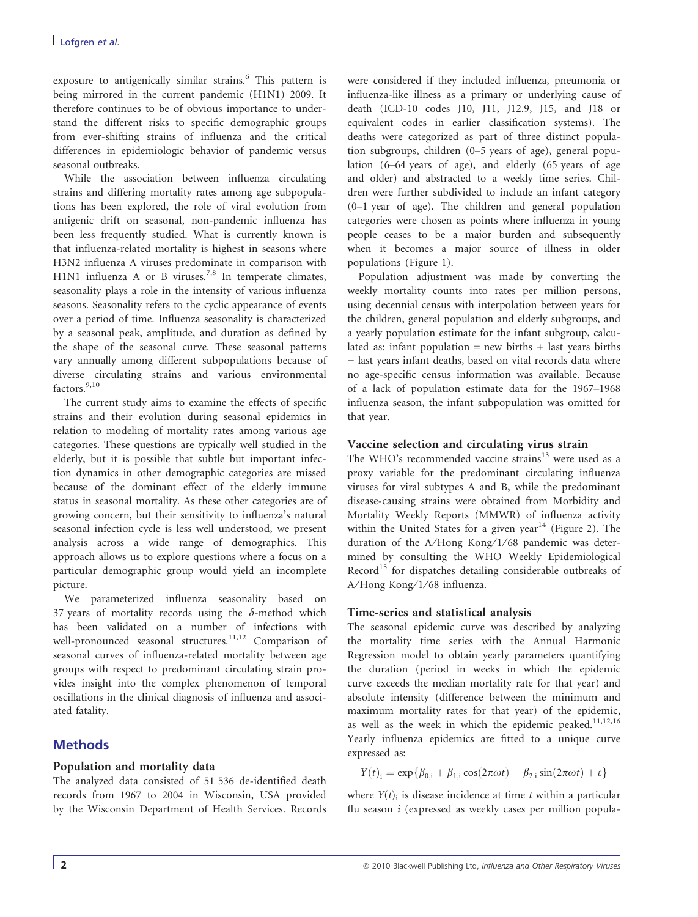exposure to antigenically similar strains.[6] This pattern is being mirrored in the current pandemic (H1N1) 2009. It therefore continues to be of obvious importance to understand the different risks to specific demographic groups from ever-shifting strains of influenza and the critical differences in epidemiologic behavior of pandemic versus seasonal outbreaks.

While the association between influenza circulating strains and differing mortality rates among age subpopulations has been explored, the role of viral evolution from antigenic drift on seasonal, non-pandemic influenza has been less frequently studied. What is currently known is that influenza-related mortality is highest in seasons where H3N2 influenza A viruses predominate in comparison with H1N1 influenza A or B viruses.[7,8] In temperate climates, seasonality plays a role in the intensity of various influenza seasons. Seasonality refers to the cyclic appearance of events over a period of time. Influenza seasonality is characterized by a seasonal peak, amplitude, and duration as defined by the shape of the seasonal curve. These seasonal patterns vary annually among different subpopulations because of diverse circulating strains and various environmental factors.[9,10]

The current study aims to examine the effects of specific strains and their evolution during seasonal epidemics in relation to modeling of mortality rates among various age categories. These questions are typically well studied in the elderly, but it is possible that subtle but important infection dynamics in other demographic categories are missed because of the dominant effect of the elderly immune status in seasonal mortality. As these other categories are of growing concern, but their sensitivity to influenza's natural seasonal infection cycle is less well understood, we present analysis across a wide range of demographics. This approach allows us to explore questions where a focus on a particular demographic group would yield an incomplete picture.

We parameterized influenza seasonality based on 37 years of mortality records using the $\delta$-method which has been validated on a number of infections with well-pronounced seasonal structures.[11,12] Comparison of seasonal curves of influenza-related mortality between age groups with respect to predominant circulating strain provides insight into the complex phenomenon of temporal oscillations in the clinical diagnosis of influenza and associated fatality.

## Methods

### Population and mortality data

The analyzed data consisted of 51 536 de-identified death records from 1967 to 2004 in Wisconsin, USA provided by the Wisconsin Department of Health Services. Records were considered if they included influenza, pneumonia or influenza-like illness as a primary or underlying cause of death (ICD-10 codes J10, J11, J12.9, J15, and J18 or equivalent codes in earlier classification systems). The deaths were categorized as part of three distinct population subgroups, children (0–5 years of age), general population (6–64 years of age), and elderly (65 years of age and older) and abstracted to a weekly time series. Children were further subdivided to include an infant category (0–1 year of age). The children and general population categories were chosen as points where influenza in young people ceases to be a major burden and subsequently when it becomes a major source of illness in older populations (Figure 1).

Population adjustment was made by converting the weekly mortality counts into rates per million persons, using decennial census with interpolation between years for the children, general population and elderly subgroups, and a yearly population estimate for the infant subgroup, calculated as: infant population = new births + last years births − last years infant deaths, based on vital records data where no age-specific census information was available. Because of a lack of population estimate data for the 1967–1968 influenza season, the infant subpopulation was omitted for that year.

### Vaccine selection and circulating virus strain

The WHO's recommended vaccine strains[13] were used as a proxy variable for the predominant circulating influenza viruses for viral subtypes A and B, while the predominant disease-causing strains were obtained from Morbidity and Mortality Weekly Reports (MMWR) of influenza activity within the United States for a given year[14] (Figure 2). The duration of the A/Hong Kong/1/68 pandemic was determined by consulting the WHO Weekly Epidemiological Record[15] for dispatches detailing considerable outbreaks of A/Hong Kong/1/68 influenza.

### Time-series and statistical analysis

The seasonal epidemic curve was described by analyzing the mortality time series with the Annual Harmonic Regression model to obtain yearly parameters quantifying the duration (period in weeks in which the epidemic curve exceeds the median mortality rate for that year) and absolute intensity (difference between the minimum and maximum mortality rates for that year) of the epidemic, as well as the week in which the epidemic peaked.[11,12,16] Yearly influenza epidemics are fitted to a unique curve expressed as:

$$Y(t)_i = \exp\{\beta_{0,i} + \beta_{1,i}\cos(2\pi\omega t) + \beta_{2,i}\sin(2\pi\omega t) + \varepsilon\}$$

where $Y(t)_i$ is disease incidence at time $t$ within a particular flu season $i$ (expressed as weekly cases per million popula-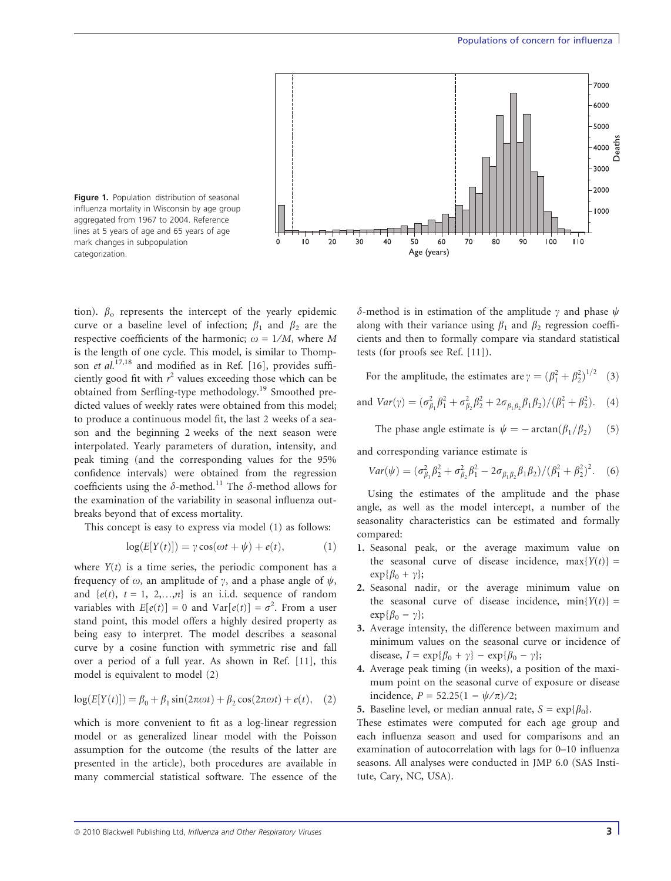Figure 1. Population distribution of seasonal influenza mortality in Wisconsin by age group aggregated from 1967 to 2004. Reference lines at 5 years of age and 65 years of age mark changes in subpopulation categorization.

tion). $\beta_o$ represents the intercept of the yearly epidemic curve or a baseline level of infection; $\beta_1$ and $\beta_2$ are the respective coefficients of the harmonic; $\omega = 1/M$, where $M$ is the length of one cycle. This model, is similar to Thompson *et al.*[17,18] and modified as in Ref. [16], provides sufficiently good fit with $r^2$ values exceeding those which can be obtained from Serfling-type methodology.[19] Smoothed predicted values of weekly rates were obtained from this model; to produce a continuous model fit, the last 2 weeks of a season and the beginning 2 weeks of the next season were interpolated. Yearly parameters of duration, intensity, and peak timing (and the corresponding values for the 95% confidence intervals) were obtained from the regression coefficients using the $\delta$-method.[11] The $\delta$-method allows for the examination of the variability in seasonal influenza outbreaks beyond that of excess mortality.

This concept is easy to express via model (1) as follows:

$$\log(E[Y(t)]) = \gamma \cos(\omega t + \psi) + e(t), \quad (1)$$

where $Y(t)$ is a time series, the periodic component has a frequency of $\omega$, an amplitude of $\gamma$, and a phase angle of $\psi$, and $\{e(t),\ t = 1, 2, \ldots, n\}$ is an i.i.d. sequence of random variables with $E[e(t)] = 0$ and $\text{Var}[e(t)] = \sigma^2$. From a user stand point, this model offers a highly desired property as being easy to interpret. The model describes a seasonal curve by a cosine function with symmetric rise and fall over a period of a full year. As shown in Ref. [11], this model is equivalent to model (2)

$$\log(E[Y(t)]) = \beta_0 + \beta_1 \sin(2\pi\omega t) + \beta_2 \cos(2\pi\omega t) + e(t), \quad (2)$$

which is more convenient to fit as a log-linear regression model or as generalized linear model with the Poisson assumption for the outcome (the results of the latter are presented in the article), both procedures are available in many commercial statistical software. The essence of the $\delta$-method is in estimation of the amplitude $\gamma$ and phase $\psi$ along with their variance using $\beta_1$ and $\beta_2$ regression coefficients and then to formally compare via standard statistical tests (for proofs see Ref. [11]).

For the amplitude, the estimates are $\gamma = (\beta_1^2 + \beta_2^2)^{1/2}$ (3)

and $Var(\gamma) = (\sigma^2_{\beta_1}\beta_1^2 + \sigma^2_{\beta_2}\beta_2^2 + 2\sigma_{\beta_1\beta_2}\beta_1\beta_2)/(\beta_1^2 + \beta_2^2)$. (4)

The phase angle estimate is $\psi = -\arctan(\beta_1/\beta_2)$ (5)

and corresponding variance estimate is

$$Var(\psi) = (\sigma^2_{\beta_1}\beta_2^2 + \sigma^2_{\beta_2}\beta_1^2 - 2\sigma_{\beta_1\beta_2}\beta_1\beta_2)/(\beta_1^2 + \beta_2^2)^2. \quad (6)$$

Using the estimates of the amplitude and the phase angle, as well as the model intercept, a number of the seasonality characteristics can be estimated and formally compared:

1. Seasonal peak, or the average maximum value on the seasonal curve of disease incidence, $\max\{Y(t)\} = \exp\{\beta_0 + \gamma\}$;
2. Seasonal nadir, or the average minimum value on the seasonal curve of disease incidence, $\min\{Y(t)\} = \exp\{\beta_0 - \gamma\}$;
3. Average intensity, the difference between maximum and minimum values on the seasonal curve or incidence of disease, $I = \exp\{\beta_0 + \gamma\} - \exp\{\beta_0 - \gamma\}$;
4. Average peak timing (in weeks), a position of the maximum point on the seasonal curve of exposure or disease incidence, $P = 52.25(1 - \psi/\pi)/2$;
5. Baseline level, or median annual rate, $S = \exp\{\beta_0\}$.

These estimates were computed for each age group and each influenza season and used for comparisons and an examination of autocorrelation with lags for 0–10 influenza seasons. All analyses were conducted in JMP 6.0 (SAS Institute, Cary, NC, USA).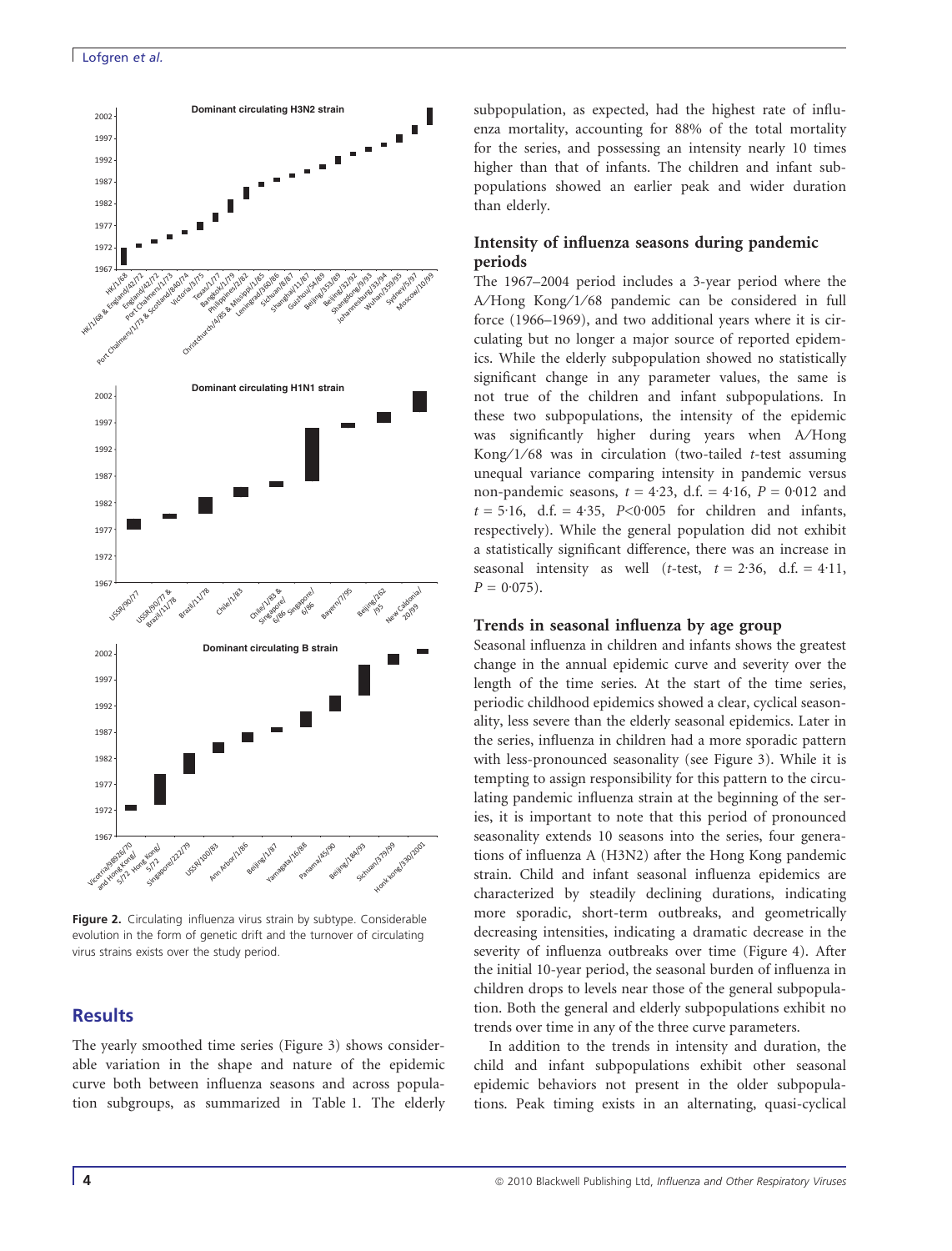**Figure 2.** Circulating influenza virus strain by subtype. Considerable evolution in the form of genetic drift and the turnover of circulating virus strains exists over the study period.

## Results

The yearly smoothed time series (Figure 3) shows considerable variation in the shape and nature of the epidemic curve both between influenza seasons and across population subgroups, as summarized in Table 1. The elderly subpopulation, as expected, had the highest rate of influenza mortality, accounting for 88% of the total mortality for the series, and possessing an intensity nearly 10 times higher than that of infants. The children and infant subpopulations showed an earlier peak and wider duration than elderly.

### Intensity of influenza seasons during pandemic periods

The 1967–2004 period includes a 3-year period where the A/Hong Kong/1/68 pandemic can be considered in full force (1966–1969), and two additional years where it is circulating but no longer a major source of reported epidemics. While the elderly subpopulation showed no statistically significant change in any parameter values, the same is not true of the children and infant subpopulations. In these two subpopulations, the intensity of the epidemic was significantly higher during years when A/Hong Kong/1/68 was in circulation (two-tailed $t$-test assuming unequal variance comparing intensity in pandemic versus non-pandemic seasons, $t = 4{\cdot}23$, d.f. = 4·16, $P = 0{\cdot}012$ and $t = 5{\cdot}16$, d.f. = 4·35, $P<0{\cdot}005$ for children and infants, respectively). While the general population did not exhibit a statistically significant difference, there was an increase in seasonal intensity as well ($t$-test, $t = 2{\cdot}36$, d.f. = 4·11, $P = 0{\cdot}075$).

### Trends in seasonal influenza by age group

Seasonal influenza in children and infants shows the greatest change in the annual epidemic curve and severity over the length of the time series. At the start of the time series, periodic childhood epidemics showed a clear, cyclical seasonality, less severe than the elderly seasonal epidemics. Later in the series, influenza in children had a more sporadic pattern with less-pronounced seasonality (see Figure 3). While it is tempting to assign responsibility for this pattern to the circulating pandemic influenza strain at the beginning of the series, it is important to note that this period of pronounced seasonality extends 10 seasons into the series, four generations of influenza A (H3N2) after the Hong Kong pandemic strain. Child and infant seasonal influenza epidemics are characterized by steadily declining durations, indicating more sporadic, short-term outbreaks, and geometrically decreasing intensities, indicating a dramatic decrease in the severity of influenza outbreaks over time (Figure 4). After the initial 10-year period, the seasonal burden of influenza in children drops to levels near those of the general subpopulation. Both the general and elderly subpopulations exhibit no trends over time in any of the three curve parameters.

In addition to the trends in intensity and duration, the child and infant subpopulations exhibit other seasonal epidemic behaviors not present in the older subpopulations. Peak timing exists in an alternating, quasi-cyclical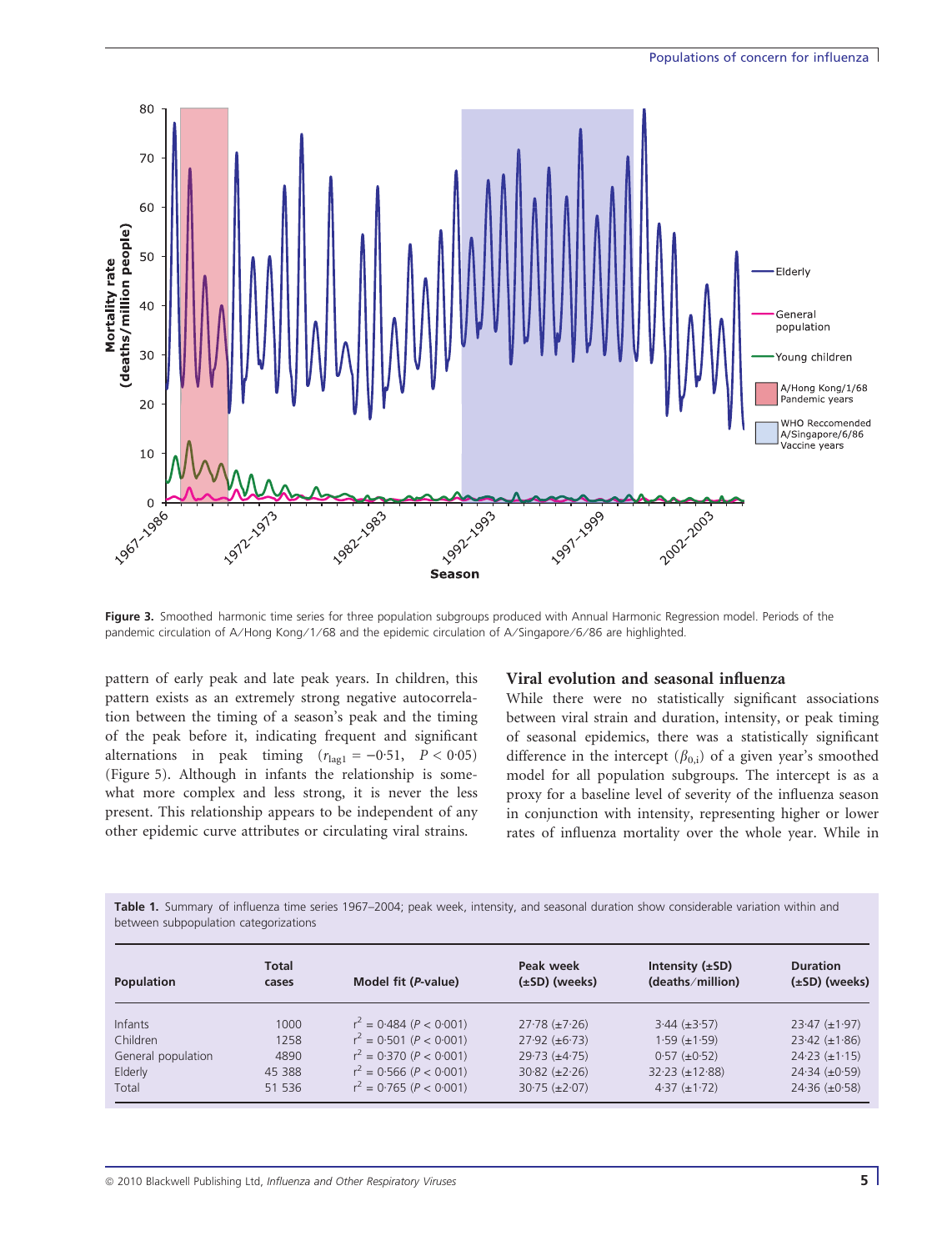**Figure 3.** Smoothed harmonic time series for three population subgroups produced with Annual Harmonic Regression model. Periods of the pandemic circulation of A/Hong Kong/1/68 and the epidemic circulation of A/Singapore/6/86 are highlighted.

pattern of early peak and late peak years. In children, this pattern exists as an extremely strong negative autocorrelation between the timing of a season's peak and the timing of the peak before it, indicating frequent and significant alternations in peak timing ($r_{lag1} = -0.51$, $P < 0.05$) (Figure 5). Although in infants the relationship is somewhat more complex and less strong, it is never the less present. This relationship appears to be independent of any other epidemic curve attributes or circulating viral strains.

## Viral evolution and seasonal influenza

While there were no statistically significant associations between viral strain and duration, intensity, or peak timing of seasonal epidemics, there was a statistically significant difference in the intercept ($\beta_{0,i}$) of a given year's smoothed model for all population subgroups. The intercept is as a proxy for a baseline level of severity of the influenza season in conjunction with intensity, representing higher or lower rates of influenza mortality over the whole year. While in

**Table 1.** Summary of influenza time series 1967–2004; peak week, intensity, and seasonal duration show considerable variation within and between subpopulation categorizations

| Population | Total cases | Model fit (*P*-value) | Peak week (±SD) (weeks) | Intensity (±SD) (deaths/million) | Duration (±SD) (weeks) |
|---|---|---|---|---|---|
| Infants | 1000 | $r^2 = 0.484$ ($P < 0.001$) | 27·78 (±7·26) | 3·44 (±3·57) | 23·47 (±1·97) |
| Children | 1258 | $r^2 = 0.501$ ($P < 0.001$) | 27·92 (±6·73) | 1·59 (±1·59) | 23·42 (±1·86) |
| General population | 4890 | $r^2 = 0.370$ ($P < 0.001$) | 29·73 (±4·75) | 0·57 (±0·52) | 24·23 (±1·15) |
| Elderly | 45 388 | $r^2 = 0.566$ ($P < 0.001$) | 30·82 (±2·26) | 32·23 (±12·88) | 24·34 (±0·59) |
| Total | 51 536 | $r^2 = 0.765$ ($P < 0.001$) | 30·75 (±2·07) | 4·37 (±1·72) | 24·36 (±0·58) |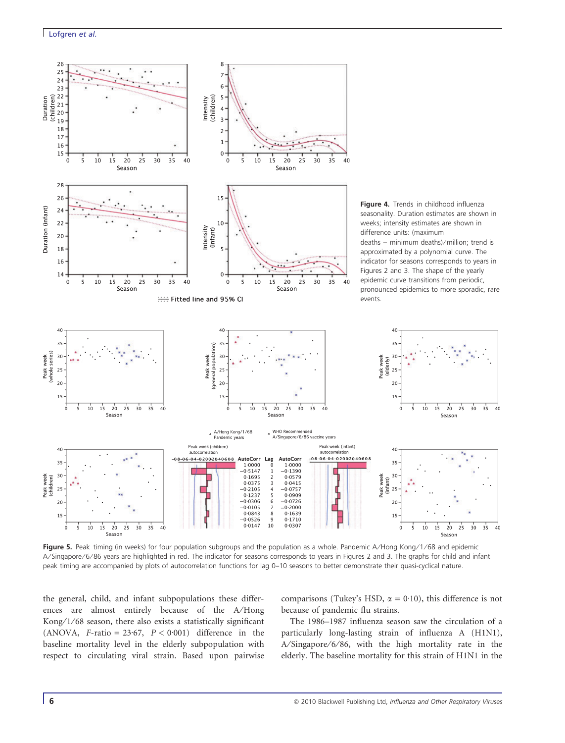**Figure 4.** Trends in childhood influenza seasonality. Duration estimates are shown in weeks; intensity estimates are shown in difference units: (maximum deaths − minimum deaths)/million; trend is approximated by a polynomial curve. The indicator for seasons corresponds to years in Figures 2 and 3. The shape of the yearly epidemic curve transitions from periodic, pronounced epidemics to more sporadic, rare events.

| Peak week (children) autocorrelation AutoCorr | Lag | Peak week (infant) autocorrelation AutoCorr |
|---|---|---|
| 1·0000 | 0 | 1·0000 |
| −0·5147 | 1 | −0·1390 |
| 0·1695 | 2 | 0·0579 |
| 0·0375 | 3 | 0·0415 |
| −0·2105 | 4 | −0·0757 |
| 0·1237 | 5 | 0·0909 |
| −0·0306 | 6 | −0·0726 |
| −0·0105 | 7 | −0·2000 |
| 0·0843 | 8 | 0·1639 |
| −0·0526 | 9 | 0·1710 |
| 0·0147 | 10 | 0·0307 |

**Figure 5.** Peak timing (in weeks) for four population subgroups and the population as a whole. Pandemic A/Hong Kong/1/68 and epidemic A/Singapore/6/86 years are highlighted in red. The indicator for seasons corresponds to years in Figures 2 and 3. The graphs for child and infant peak timing are accompanied by plots of autocorrelation functions for lag 0–10 seasons to better demonstrate their quasi-cyclical nature.

the general, child, and infant subpopulations these differences are almost entirely because of the A/Hong Kong/1/68 season, there also exists a statistically significant (ANOVA, $F$-ratio = 23·67, $P < 0·001$) difference in the baseline mortality level in the elderly subpopulation with respect to circulating viral strain. Based upon pairwise comparisons (Tukey's HSD, $\alpha = 0·10$), this difference is not because of pandemic flu strains.

The 1986–1987 influenza season saw the circulation of a particularly long-lasting strain of influenza A (H1N1), A/Singapore/6/86, with the high mortality rate in the elderly. The baseline mortality for this strain of H1N1 in the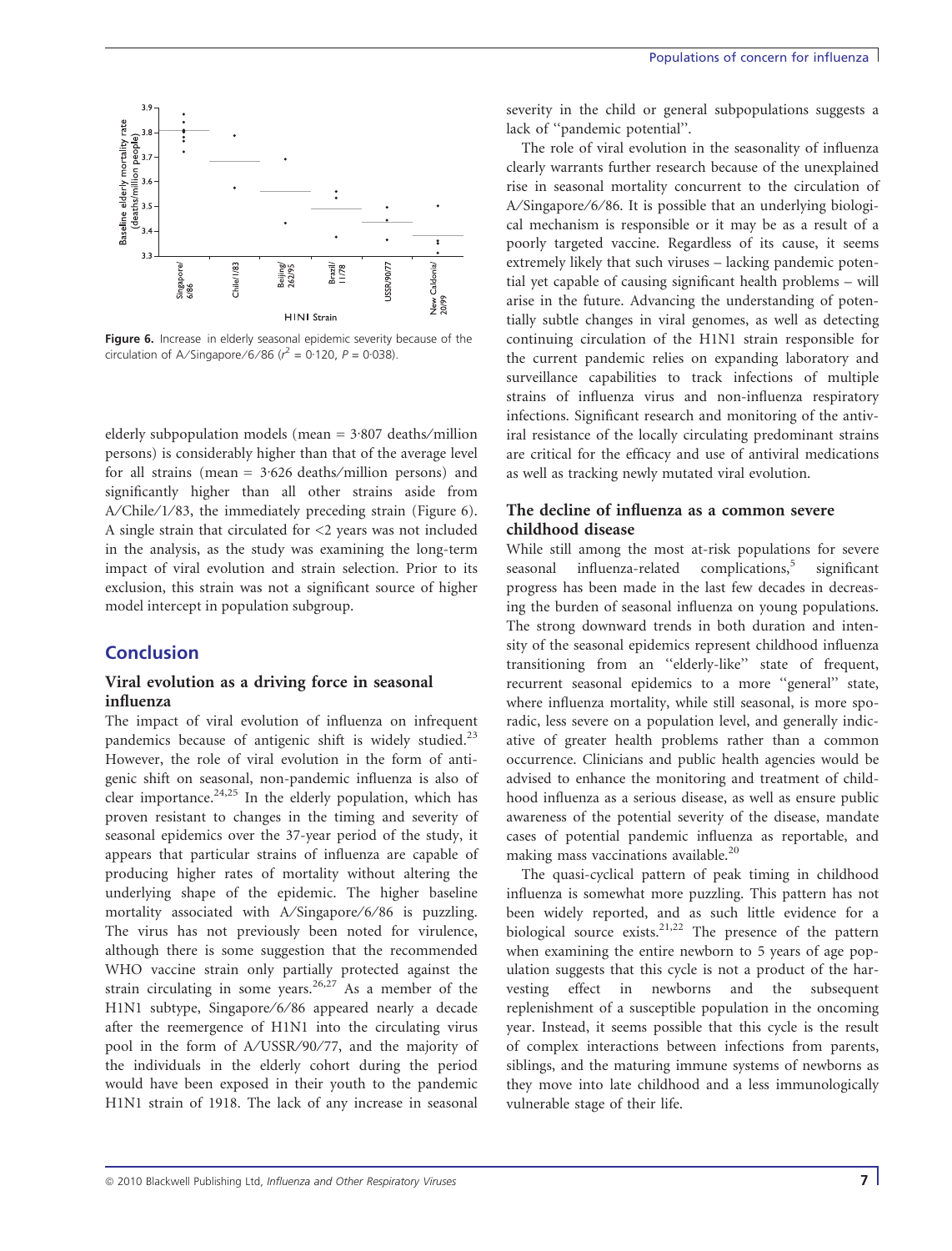Figure 6. Increase in elderly seasonal epidemic severity because of the circulation of A/Singapore/6/86 ($r^2$ = 0·120, $P$ = 0·038).

elderly subpopulation models (mean = 3·807 deaths/million persons) is considerably higher than that of the average level for all strains (mean = 3·626 deaths/million persons) and significantly higher than all other strains aside from A/Chile/1/83, the immediately preceding strain (Figure 6). A single strain that circulated for <2 years was not included in the analysis, as the study was examining the long-term impact of viral evolution and strain selection. Prior to its exclusion, this strain was not a significant source of higher model intercept in population subgroup.

## Conclusion

### Viral evolution as a driving force in seasonal influenza

The impact of viral evolution of influenza on infrequent pandemics because of antigenic shift is widely studied.[23] However, the role of viral evolution in the form of antigenic shift on seasonal, non-pandemic influenza is also of clear importance.[24,25] In the elderly population, which has proven resistant to changes in the timing and severity of seasonal epidemics over the 37-year period of the study, it appears that particular strains of influenza are capable of producing higher rates of mortality without altering the underlying shape of the epidemic. The higher baseline mortality associated with A/Singapore/6/86 is puzzling. The virus has not previously been noted for virulence, although there is some suggestion that the recommended WHO vaccine strain only partially protected against the strain circulating in some years.[26,27] As a member of the H1N1 subtype, Singapore/6/86 appeared nearly a decade after the reemergence of H1N1 into the circulating virus pool in the form of A/USSR/90/77, and the majority of the individuals in the elderly cohort during the period would have been exposed in their youth to the pandemic H1N1 strain of 1918. The lack of any increase in seasonal severity in the child or general subpopulations suggests a lack of "pandemic potential".

The role of viral evolution in the seasonality of influenza clearly warrants further research because of the unexplained rise in seasonal mortality concurrent to the circulation of A/Singapore/6/86. It is possible that an underlying biological mechanism is responsible or it may be as a result of a poorly targeted vaccine. Regardless of its cause, it seems extremely likely that such viruses – lacking pandemic potential yet capable of causing significant health problems – will arise in the future. Advancing the understanding of potentially subtle changes in viral genomes, as well as detecting continuing circulation of the H1N1 strain responsible for the current pandemic relies on expanding laboratory and surveillance capabilities to track infections of multiple strains of influenza virus and non-influenza respiratory infections. Significant research and monitoring of the antiviral resistance of the locally circulating predominant strains are critical for the efficacy and use of antiviral medications as well as tracking newly mutated viral evolution.

### The decline of influenza as a common severe childhood disease

While still among the most at-risk populations for severe seasonal influenza-related complications,[5] significant progress has been made in the last few decades in decreasing the burden of seasonal influenza on young populations. The strong downward trends in both duration and intensity of the seasonal epidemics represent childhood influenza transitioning from an "elderly-like" state of frequent, recurrent seasonal epidemics to a more "general" state, where influenza mortality, while still seasonal, is more sporadic, less severe on a population level, and generally indicative of greater health problems rather than a common occurrence. Clinicians and public health agencies would be advised to enhance the monitoring and treatment of childhood influenza as a serious disease, as well as ensure public awareness of the potential severity of the disease, mandate cases of potential pandemic influenza as reportable, and making mass vaccinations available.[20]

The quasi-cyclical pattern of peak timing in childhood influenza is somewhat more puzzling. This pattern has not been widely reported, and as such little evidence for a biological source exists.[21,22] The presence of the pattern when examining the entire newborn to 5 years of age population suggests that this cycle is not a product of the harvesting effect in newborns and the subsequent replenishment of a susceptible population in the oncoming year. Instead, it seems possible that this cycle is the result of complex interactions between infections from parents, siblings, and the maturing immune systems of newborns as they move into late childhood and a less immunologically vulnerable stage of their life.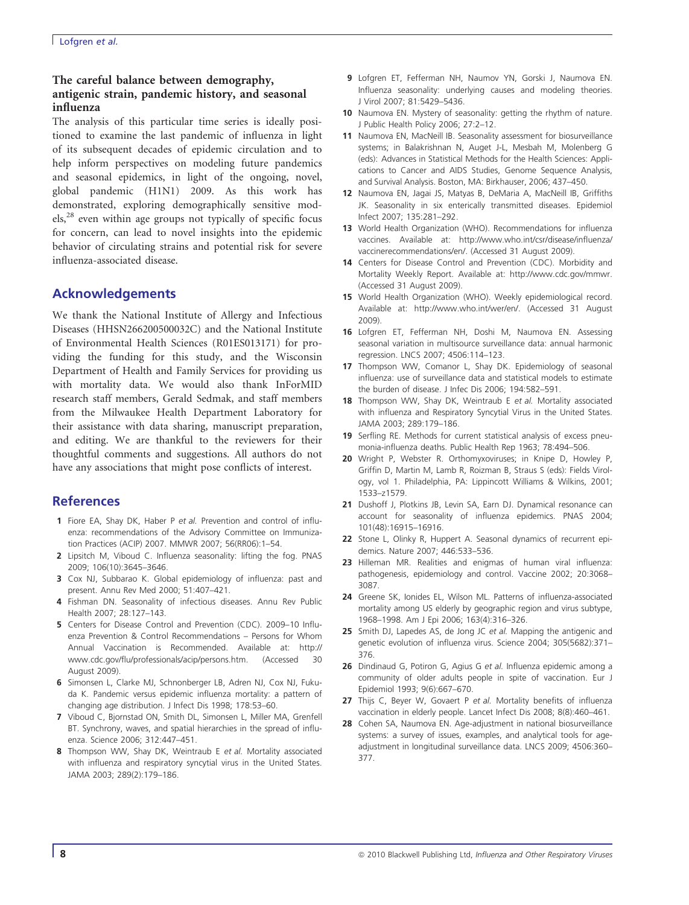### The careful balance between demography, antigenic strain, pandemic history, and seasonal influenza

The analysis of this particular time series is ideally positioned to examine the last pandemic of influenza in light of its subsequent decades of epidemic circulation and to help inform perspectives on modeling future pandemics and seasonal epidemics, in light of the ongoing, novel, global pandemic (H1N1) 2009. As this work has demonstrated, exploring demographically sensitive models,[28] even within age groups not typically of specific focus for concern, can lead to novel insights into the epidemic behavior of circulating strains and potential risk for severe influenza-associated disease.

## Acknowledgements

We thank the National Institute of Allergy and Infectious Diseases (HHSN266200500032C) and the National Institute of Environmental Health Sciences (R01ES013171) for providing the funding for this study, and the Wisconsin Department of Health and Family Services for providing us with mortality data. We would also thank InForMID research staff members, Gerald Sedmak, and staff members from the Milwaukee Health Department Laboratory for their assistance with data sharing, manuscript preparation, and editing. We are thankful to the reviewers for their thoughtful comments and suggestions. All authors do not have any associations that might pose conflicts of interest.

## References

1. Fiore EA, Shay DK, Haber P *et al.* Prevention and control of influenza: recommendations of the Advisory Committee on Immunization Practices (ACIP) 2007. MMWR 2007; 56(RR06):1–54.
2. Lipsitch M, Viboud C. Influenza seasonality: lifting the fog. PNAS 2009; 106(10):3645–3646.
3. Cox NJ, Subbarao K. Global epidemiology of influenza: past and present. Annu Rev Med 2000; 51:407–421.
4. Fishman DN. Seasonality of infectious diseases. Annu Rev Public Health 2007; 28:127–143.
5. Centers for Disease Control and Prevention (CDC). 2009–10 Influenza Prevention & Control Recommendations – Persons for Whom Annual Vaccination is Recommended. Available at: http://www.cdc.gov/flu/professionals/acip/persons.htm. (Accessed 30 August 2009).
6. Simonsen L, Clarke MJ, Schnonberger LB, Adren NJ, Cox NJ, Fukuda K. Pandemic versus epidemic influenza mortality: a pattern of changing age distribution. J Infect Dis 1998; 178:53–60.
7. Viboud C, Bjornstad ON, Smith DL, Simonsen L, Miller MA, Grenfell BT. Synchrony, waves, and spatial hierarchies in the spread of influenza. Science 2006; 312:447–451.
8. Thompson WW, Shay DK, Weintraub E *et al.* Mortality associated with influenza and respiratory syncytial virus in the United States. JAMA 2003; 289(2):179–186.
9. Lofgren ET, Fefferman NH, Naumov YN, Gorski J, Naumova EN. Influenza seasonality: underlying causes and modeling theories. J Virol 2007; 81:5429–5436.
10. Naumova EN. Mystery of seasonality: getting the rhythm of nature. J Public Health Policy 2006; 27:2–12.
11. Naumova EN, MacNeill IB. Seasonality assessment for biosurveillance systems; in Balakrishnan N, Auget J-L, Mesbah M, Molenberg G (eds): Advances in Statistical Methods for the Health Sciences: Applications to Cancer and AIDS Studies, Genome Sequence Analysis, and Survival Analysis. Boston, MA: Birkhauser, 2006; 437–450.
12. Naumova EN, Jagai JS, Matyas B, DeMaria A, MacNeill IB, Griffiths JK. Seasonality in six enterically transmitted diseases. Epidemiol Infect 2007; 135:281–292.
13. World Health Organization (WHO). Recommendations for influenza vaccines. Available at: http://www.who.int/csr/disease/influenza/vaccinerecommendations/en/. (Accessed 31 August 2009).
14. Centers for Disease Control and Prevention (CDC). Morbidity and Mortality Weekly Report. Available at: http://www.cdc.gov/mmwr. (Accessed 31 August 2009).
15. World Health Organization (WHO). Weekly epidemiological record. Available at: http://www.who.int/wer/en/. (Accessed 31 August 2009).
16. Lofgren ET, Fefferman NH, Doshi M, Naumova EN. Assessing seasonal variation in multisource surveillance data: annual harmonic regression. LNCS 2007; 4506:114–123.
17. Thompson WW, Comanor L, Shay DK. Epidemiology of seasonal influenza: use of surveillance data and statistical models to estimate the burden of disease. J Infec Dis 2006; 194:582–591.
18. Thompson WW, Shay DK, Weintraub E *et al.* Mortality associated with influenza and Respiratory Syncytial Virus in the United States. JAMA 2003; 289:179–186.
19. Serfling RE. Methods for current statistical analysis of excess pneumonia-influenza deaths. Public Health Rep 1963; 78:494–506.
20. Wright P, Webster R. Orthomyxoviruses; in Knipe D, Howley P, Griffin D, Martin M, Lamb R, Roizman B, Straus S (eds): Fields Virology, vol 1. Philadelphia, PA: Lippincott Williams & Wilkins, 2001; 1533–z1579.
21. Dushoff J, Plotkins JB, Levin SA, Earn DJ. Dynamical resonance can account for seasonality of influenza epidemics. PNAS 2004; 101(48):16915–16916.
22. Stone L, Olinky R, Huppert A. Seasonal dynamics of recurrent epidemics. Nature 2007; 446:533–536.
23. Hilleman MR. Realities and enigmas of human viral influenza: pathogenesis, epidemiology and control. Vaccine 2002; 20:3068–3087.
24. Greene SK, Ionides EL, Wilson ML. Patterns of influenza-associated mortality among US elderly by geographic region and virus subtype, 1968–1998. Am J Epi 2006; 163(4):316–326.
25. Smith DJ, Lapedes AS, de Jong JC *et al.* Mapping the antigenic and genetic evolution of influenza virus. Science 2004; 305(5682):371–376.
26. Dindinaud G, Potiron G, Agius G *et al.* Influenza epidemic among a community of older adults people in spite of vaccination. Eur J Epidemiol 1993; 9(6):667–670.
27. Thijs C, Beyer W, Govaert P *et al.* Mortality benefits of influenza vaccination in elderly people. Lancet Infect Dis 2008; 8(8):460–461.
28. Cohen SA, Naumova EN. Age-adjustment in national biosurveillance systems: a survey of issues, examples, and analytical tools for age-adjustment in longitudinal surveillance data. LNCS 2009; 4506:360–377.